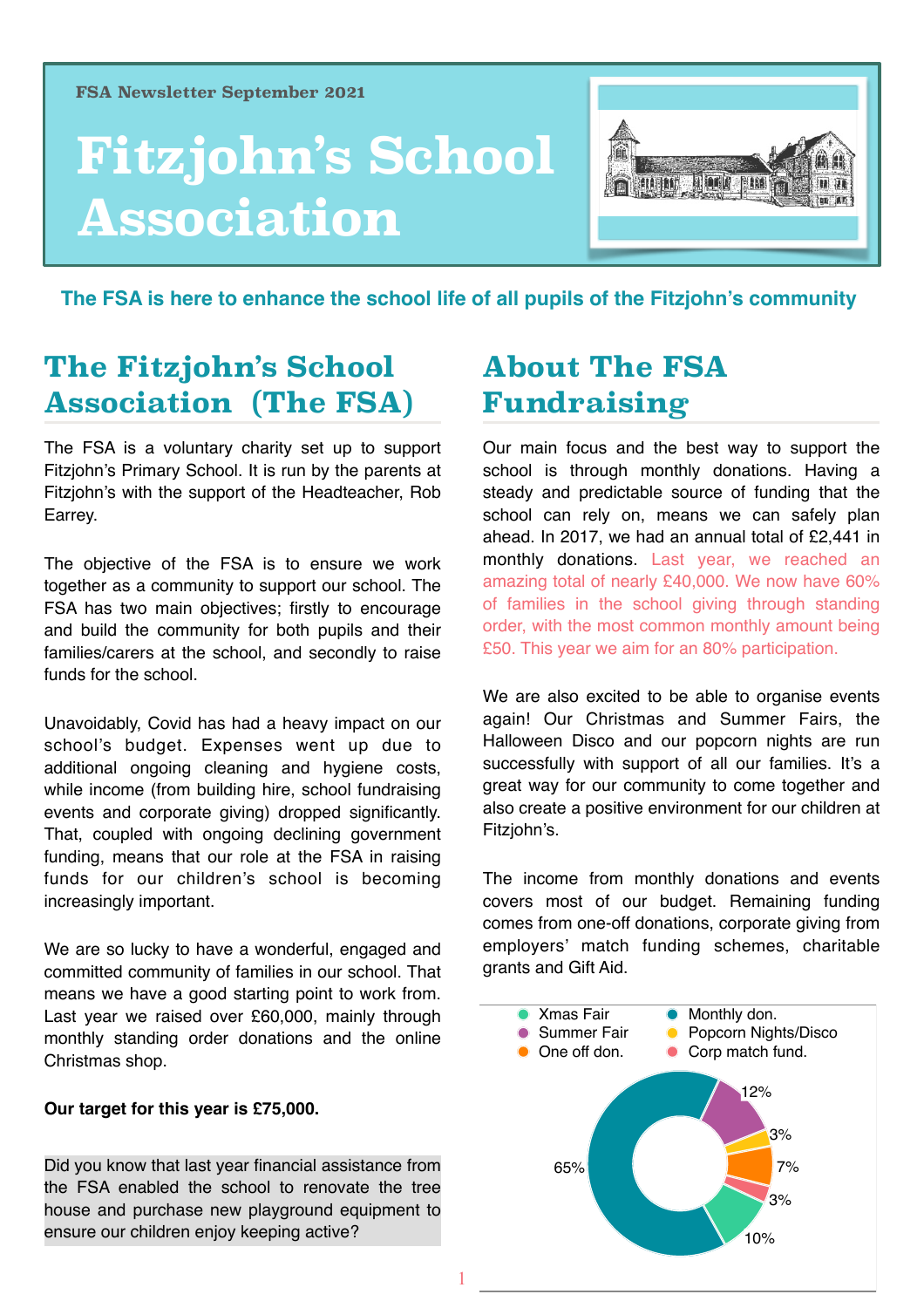FSA Newsletter September 2021

# Fitzjohn's School Association

**The FSA is here to enhance the school life of all pupils of the Fitzjohn's community**

## The Fitzjohn's School Association (The FSA)

The FSA is a voluntary charity set up to support Fitzjohn's Primary School. It is run by the parents at Fitzjohn's with the support of the Headteacher, Rob Earrey.

The objective of the FSA is to ensure we work together as a community to support our school. The FSA has two main objectives; firstly to encourage and build the community for both pupils and their families/carers at the school, and secondly to raise funds for the school.

Unavoidably, Covid has had a heavy impact on our school's budget. Expenses went up due to additional ongoing cleaning and hygiene costs, while income (from building hire, school fundraising events and corporate giving) dropped significantly. That, coupled with ongoing declining government funding, means that our role at the FSA in raising funds for our children's school is becoming increasingly important.

We are so lucky to have a wonderful, engaged and committed community of families in our school. That means we have a good starting point to work from. Last year we raised over £60,000, mainly through monthly standing order donations and the online Christmas shop.

**Our target for this year is £75,000.**

Did you know that last year financial assistance from the FSA enabled the school to renovate the tree house and purchase new playground equipment to ensure our children enjoy keeping active?

## About The FSA Fundraising

Our main focus and the best way to support the school is through monthly donations. Having a steady and predictable source of funding that the school can rely on, means we can safely plan ahead. In 2017, we had an annual total of £2,441 in monthly donations. Last year, we reached an amazing total of nearly £40,000. We now have 60% of families in the school giving through standing order, with the most common monthly amount being £50. This year we aim for an 80% participation.

We are also excited to be able to organise events again! Our Christmas and Summer Fairs, the Halloween Disco and our popcorn nights are run successfully with support of all our families. It's a great way for our community to come together and also create a positive environment for our children at Fitzjohn's.

The income from monthly donations and events covers most of our budget. Remaining funding comes from one-off donations, corporate giving from employers' match funding schemes, charitable grants and Gift Aid.

| Source | Share |
|---|---|
| Monthly don. | 65% |
| Summer Fair | 12% |
| Popcorn Nights/Disco | 3% |
| One off don. | 7% |
| Corp match fund. | 3% |
| Xmas Fair | 10% |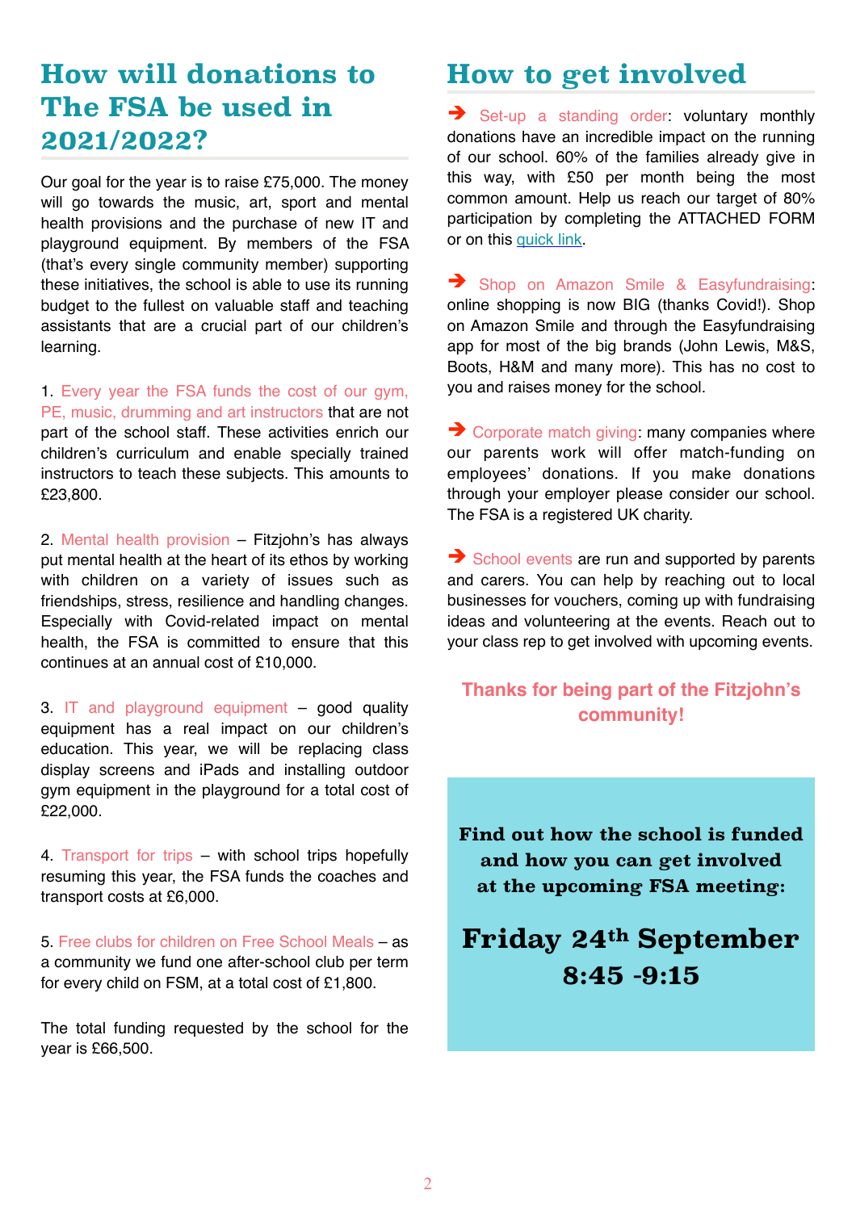## How will donations to The FSA be used in 2021/2022?

Our goal for the year is to raise £75,000. The money will go towards the music, art, sport and mental health provisions and the purchase of new IT and playground equipment. By members of the FSA (that's every single community member) supporting these initiatives, the school is able to use its running budget to the fullest on valuable staff and teaching assistants that are a crucial part of our children's learning.

1. Every year the FSA funds the cost of our gym, PE, music, drumming and art instructors that are not part of the school staff. These activities enrich our children's curriculum and enable specially trained instructors to teach these subjects. This amounts to £23,800.

2. Mental health provision – Fitzjohn's has always put mental health at the heart of its ethos by working with children on a variety of issues such as friendships, stress, resilience and handling changes. Especially with Covid-related impact on mental health, the FSA is committed to ensure that this continues at an annual cost of £10,000.

3. IT and playground equipment – good quality equipment has a real impact on our children's education. This year, we will be replacing class display screens and iPads and installing outdoor gym equipment in the playground for a total cost of £22,000.

4. Transport for trips – with school trips hopefully resuming this year, the FSA funds the coaches and transport costs at £6,000.

5. Free clubs for children on Free School Meals – as a community we fund one after-school club per term for every child on FSM, at a total cost of £1,800.

The total funding requested by the school for the year is £66,500.

## How to get involved

➔ Set-up a standing order: voluntary monthly donations have an incredible impact on the running of our school. 60% of the families already give in this way, with £50 per month being the most common amount. Help us reach our target of 80% participation by completing the ATTACHED FORM or on this quick link.

➔ Shop on Amazon Smile & Easyfundraising: online shopping is now BIG (thanks Covid!). Shop on Amazon Smile and through the Easyfundraising app for most of the big brands (John Lewis, M&S, Boots, H&M and many more). This has no cost to you and raises money for the school.

➔ Corporate match giving: many companies where our parents work will offer match-funding on employees' donations. If you make donations through your employer please consider our school. The FSA is a registered UK charity.

➔ School events are run and supported by parents and carers. You can help by reaching out to local businesses for vouchers, coming up with fundraising ideas and volunteering at the events. Reach out to your class rep to get involved with upcoming events.

**Thanks for being part of the Fitzjohn's community!**

**Find out how the school is funded and how you can get involved at the upcoming FSA meeting:**

**Friday 24th September 8:45 -9:15**